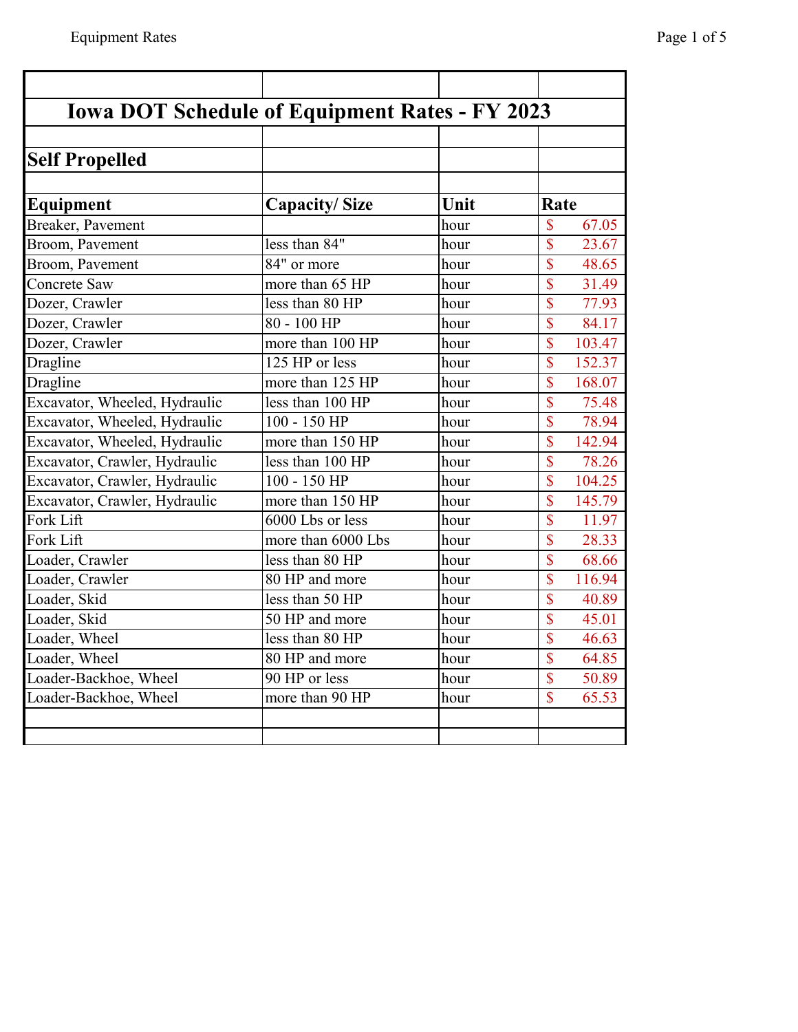# Iowa DOT Schedule of Equipment Rates - FY 2023

## Self Propelled

| Equipment | Capacity/ Size | Unit | Rate |
|---|---|---|---|
| Breaker, Pavement | | hour | $ 67.05 |
| Broom, Pavement | less than 84" | hour | $ 23.67 |
| Broom, Pavement | 84" or more | hour | $ 48.65 |
| Concrete Saw | more than 65 HP | hour | $ 31.49 |
| Dozer, Crawler | less than 80 HP | hour | $ 77.93 |
| Dozer, Crawler | 80 - 100 HP | hour | $ 84.17 |
| Dozer, Crawler | more than 100 HP | hour | $ 103.47 |
| Dragline | 125 HP or less | hour | $ 152.37 |
| Dragline | more than 125 HP | hour | $ 168.07 |
| Excavator, Wheeled, Hydraulic | less than 100 HP | hour | $ 75.48 |
| Excavator, Wheeled, Hydraulic | 100 - 150 HP | hour | $ 78.94 |
| Excavator, Wheeled, Hydraulic | more than 150 HP | hour | $ 142.94 |
| Excavator, Crawler, Hydraulic | less than 100 HP | hour | $ 78.26 |
| Excavator, Crawler, Hydraulic | 100 - 150 HP | hour | $ 104.25 |
| Excavator, Crawler, Hydraulic | more than 150 HP | hour | $ 145.79 |
| Fork Lift | 6000 Lbs or less | hour | $ 11.97 |
| Fork Lift | more than 6000 Lbs | hour | $ 28.33 |
| Loader, Crawler | less than 80 HP | hour | $ 68.66 |
| Loader, Crawler | 80 HP and more | hour | $ 116.94 |
| Loader, Skid | less than 50 HP | hour | $ 40.89 |
| Loader, Skid | 50 HP and more | hour | $ 45.01 |
| Loader, Wheel | less than 80 HP | hour | $ 46.63 |
| Loader, Wheel | 80 HP and more | hour | $ 64.85 |
| Loader-Backhoe, Wheel | 90 HP or less | hour | $ 50.89 |
| Loader-Backhoe, Wheel | more than 90 HP | hour | $ 65.53 |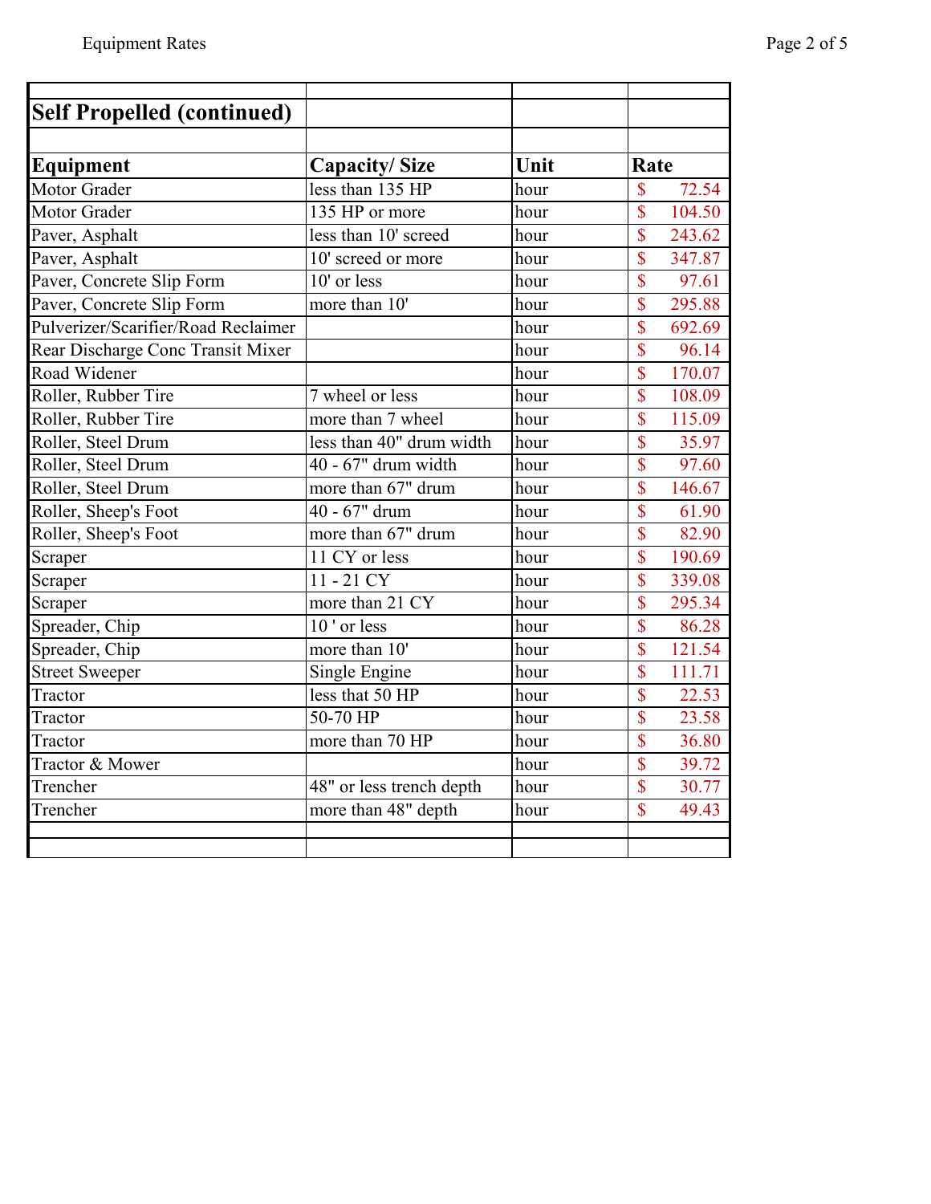## Self Propelled (continued)

| Equipment | Capacity/ Size | Unit | Rate |
|---|---|---|---|
| Motor Grader | less than 135 HP | hour | $ 72.54 |
| Motor Grader | 135 HP or more | hour | $ 104.50 |
| Paver, Asphalt | less than 10' screed | hour | $ 243.62 |
| Paver, Asphalt | 10' screed or more | hour | $ 347.87 |
| Paver, Concrete Slip Form | 10' or less | hour | $ 97.61 |
| Paver, Concrete Slip Form | more than 10' | hour | $ 295.88 |
| Pulverizer/Scarifier/Road Reclaimer | | hour | $ 692.69 |
| Rear Discharge Conc Transit Mixer | | hour | $ 96.14 |
| Road Widener | | hour | $ 170.07 |
| Roller, Rubber Tire | 7 wheel or less | hour | $ 108.09 |
| Roller, Rubber Tire | more than 7 wheel | hour | $ 115.09 |
| Roller, Steel Drum | less than 40" drum width | hour | $ 35.97 |
| Roller, Steel Drum | 40 - 67" drum width | hour | $ 97.60 |
| Roller, Steel Drum | more than 67" drum | hour | $ 146.67 |
| Roller, Sheep's Foot | 40 - 67" drum | hour | $ 61.90 |
| Roller, Sheep's Foot | more than 67" drum | hour | $ 82.90 |
| Scraper | 11 CY or less | hour | $ 190.69 |
| Scraper | 11 - 21 CY | hour | $ 339.08 |
| Scraper | more than 21 CY | hour | $ 295.34 |
| Spreader, Chip | 10 ' or less | hour | $ 86.28 |
| Spreader, Chip | more than 10' | hour | $ 121.54 |
| Street Sweeper | Single Engine | hour | $ 111.71 |
| Tractor | less that 50 HP | hour | $ 22.53 |
| Tractor | 50-70 HP | hour | $ 23.58 |
| Tractor | more than 70 HP | hour | $ 36.80 |
| Tractor & Mower | | hour | $ 39.72 |
| Trencher | 48" or less trench depth | hour | $ 30.77 |
| Trencher | more than 48" depth | hour | $ 49.43 |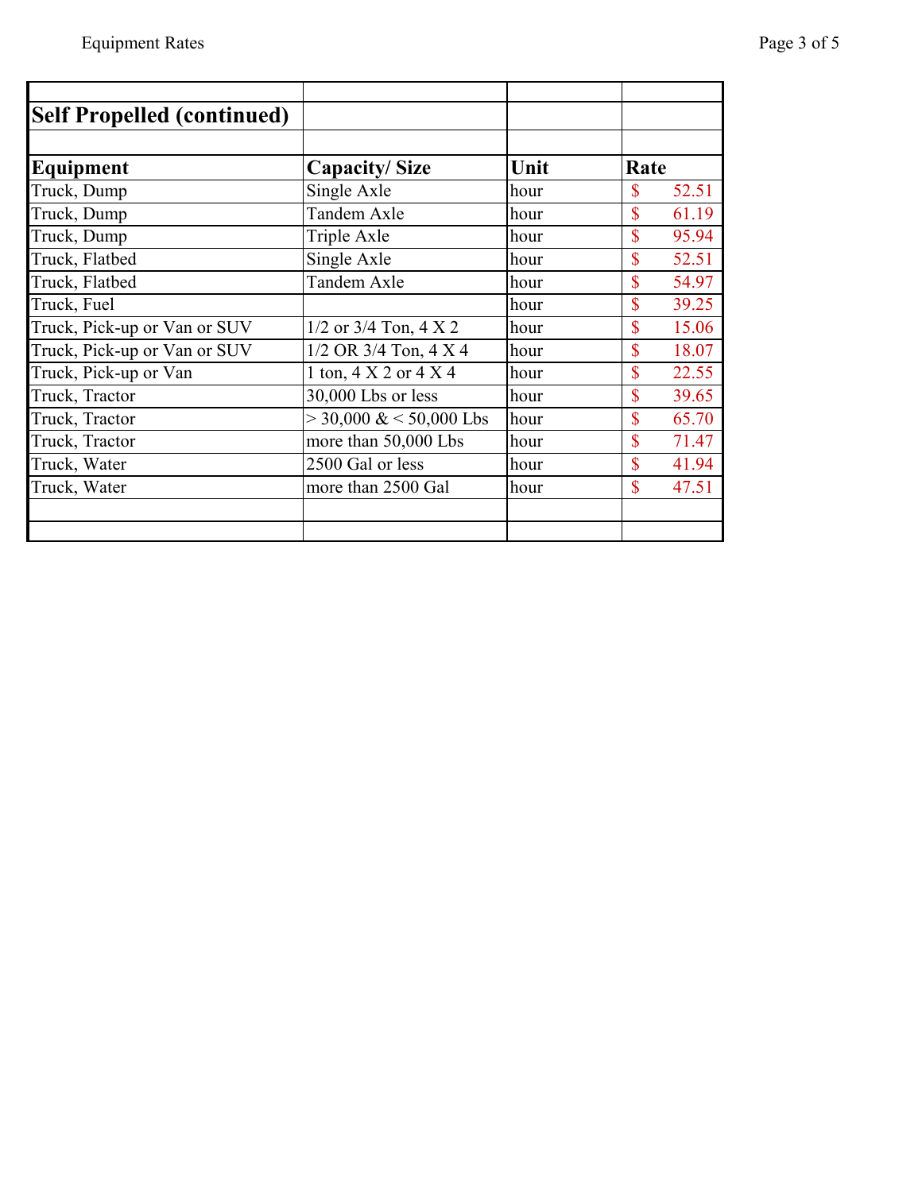## Self Propelled (continued)

| Equipment | Capacity/ Size | Unit | Rate |
|---|---|---|---|
| Truck, Dump | Single Axle | hour | $ 52.51 |
| Truck, Dump | Tandem Axle | hour | $ 61.19 |
| Truck, Dump | Triple Axle | hour | $ 95.94 |
| Truck, Flatbed | Single Axle | hour | $ 52.51 |
| Truck, Flatbed | Tandem Axle | hour | $ 54.97 |
| Truck, Fuel | | hour | $ 39.25 |
| Truck, Pick-up or Van or SUV | 1/2 or 3/4 Ton, 4 X 2 | hour | $ 15.06 |
| Truck, Pick-up or Van or SUV | 1/2 OR 3/4 Ton, 4 X 4 | hour | $ 18.07 |
| Truck, Pick-up or Van | 1 ton, 4 X 2 or 4 X 4 | hour | $ 22.55 |
| Truck, Tractor | 30,000 Lbs or less | hour | $ 39.65 |
| Truck, Tractor | > 30,000 & < 50,000 Lbs | hour | $ 65.70 |
| Truck, Tractor | more than 50,000 Lbs | hour | $ 71.47 |
| Truck, Water | 2500 Gal or less | hour | $ 41.94 |
| Truck, Water | more than 2500 Gal | hour | $ 47.51 |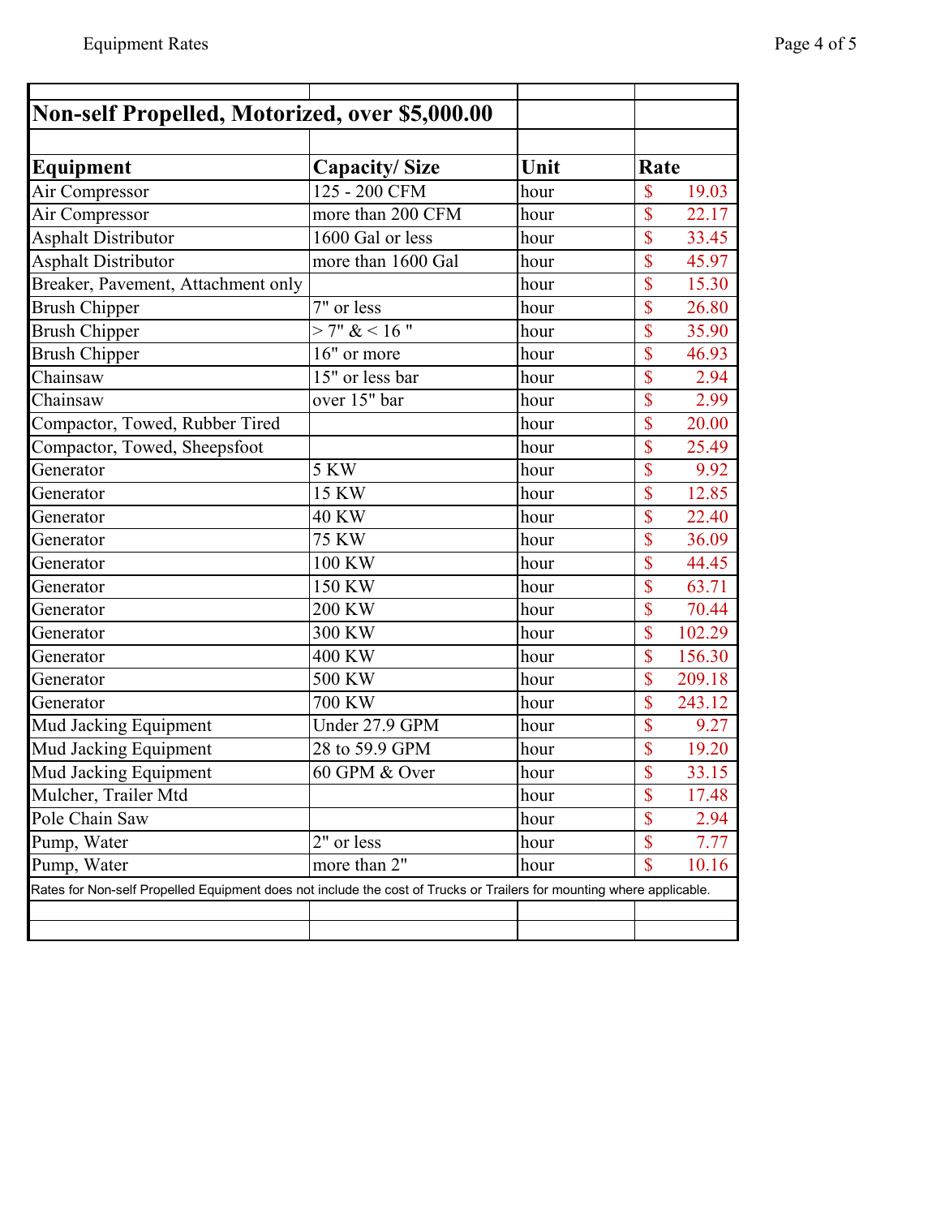## Non-self Propelled, Motorized, over $5,000.00

| Equipment | Capacity/ Size | Unit | Rate |
|---|---|---|---|
| Air Compressor | 125 - 200 CFM | hour | $ 19.03 |
| Air Compressor | more than 200 CFM | hour | $ 22.17 |
| Asphalt Distributor | 1600 Gal or less | hour | $ 33.45 |
| Asphalt Distributor | more than 1600 Gal | hour | $ 45.97 |
| Breaker, Pavement, Attachment only | | hour | $ 15.30 |
| Brush Chipper | 7" or less | hour | $ 26.80 |
| Brush Chipper | > 7" & < 16 " | hour | $ 35.90 |
| Brush Chipper | 16" or more | hour | $ 46.93 |
| Chainsaw | 15" or less bar | hour | $ 2.94 |
| Chainsaw | over 15" bar | hour | $ 2.99 |
| Compactor, Towed, Rubber Tired | | hour | $ 20.00 |
| Compactor, Towed, Sheepsfoot | | hour | $ 25.49 |
| Generator | 5 KW | hour | $ 9.92 |
| Generator | 15 KW | hour | $ 12.85 |
| Generator | 40 KW | hour | $ 22.40 |
| Generator | 75 KW | hour | $ 36.09 |
| Generator | 100 KW | hour | $ 44.45 |
| Generator | 150 KW | hour | $ 63.71 |
| Generator | 200 KW | hour | $ 70.44 |
| Generator | 300 KW | hour | $ 102.29 |
| Generator | 400 KW | hour | $ 156.30 |
| Generator | 500 KW | hour | $ 209.18 |
| Generator | 700 KW | hour | $ 243.12 |
| Mud Jacking Equipment | Under 27.9 GPM | hour | $ 9.27 |
| Mud Jacking Equipment | 28 to 59.9 GPM | hour | $ 19.20 |
| Mud Jacking Equipment | 60 GPM & Over | hour | $ 33.15 |
| Mulcher, Trailer Mtd | | hour | $ 17.48 |
| Pole Chain Saw | | hour | $ 2.94 |
| Pump, Water | 2" or less | hour | $ 7.77 |
| Pump, Water | more than 2" | hour | $ 10.16 |

Rates for Non-self Propelled Equipment does not include the cost of Trucks or Trailers for mounting where applicable.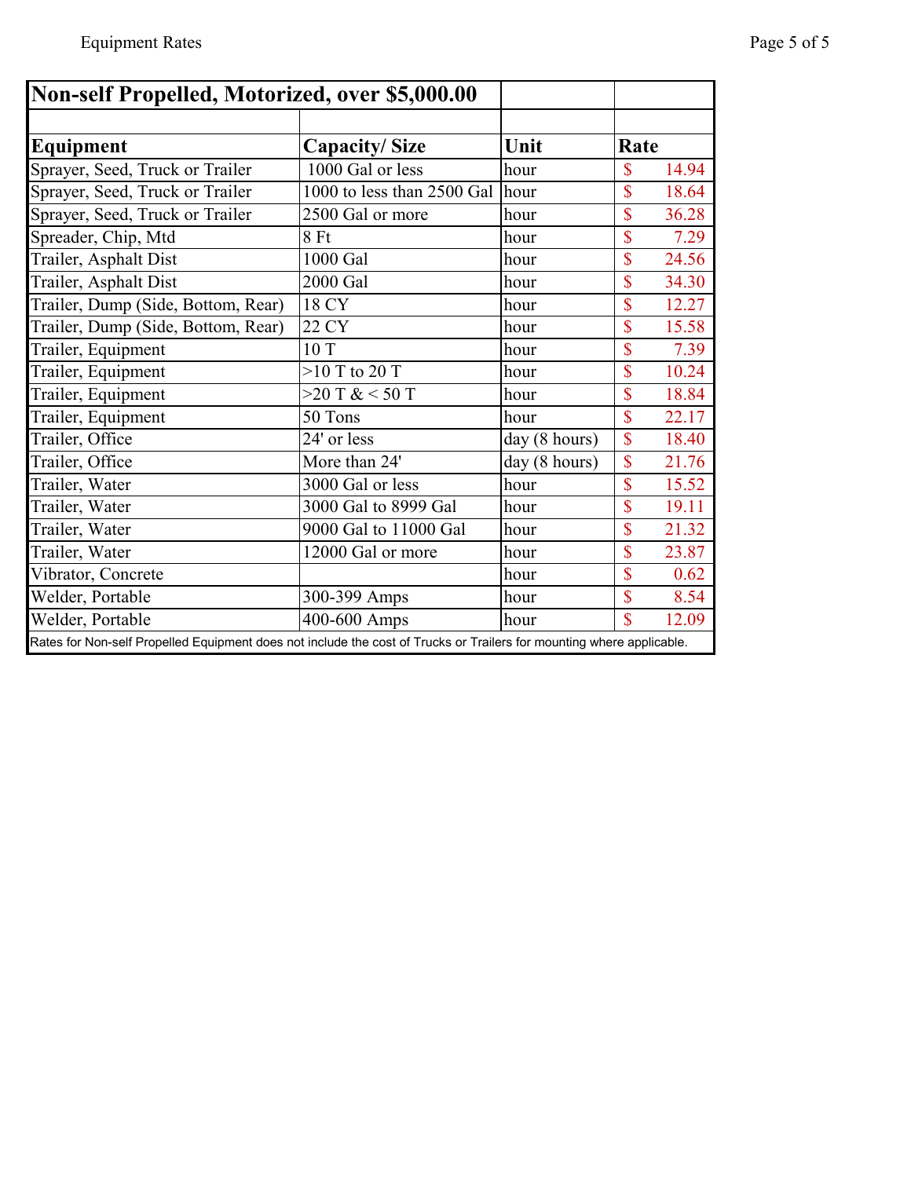| Non-self Propelled, Motorized, over $5,000.00 | | | |
|---|---|---|---|
| | | | |
| **Equipment** | **Capacity/ Size** | **Unit** | **Rate** |
| Sprayer, Seed, Truck or Trailer | 1000 Gal or less | hour | $ 14.94 |
| Sprayer, Seed, Truck or Trailer | 1000 to less than 2500 Gal | hour | $ 18.64 |
| Sprayer, Seed, Truck or Trailer | 2500 Gal or more | hour | $ 36.28 |
| Spreader, Chip, Mtd | 8 Ft | hour | $ 7.29 |
| Trailer, Asphalt Dist | 1000 Gal | hour | $ 24.56 |
| Trailer, Asphalt Dist | 2000 Gal | hour | $ 34.30 |
| Trailer, Dump (Side, Bottom, Rear) | 18 CY | hour | $ 12.27 |
| Trailer, Dump (Side, Bottom, Rear) | 22 CY | hour | $ 15.58 |
| Trailer, Equipment | 10 T | hour | $ 7.39 |
| Trailer, Equipment | >10 T to 20 T | hour | $ 10.24 |
| Trailer, Equipment | >20 T & < 50 T | hour | $ 18.84 |
| Trailer, Equipment | 50 Tons | hour | $ 22.17 |
| Trailer, Office | 24' or less | day (8 hours) | $ 18.40 |
| Trailer, Office | More than 24' | day (8 hours) | $ 21.76 |
| Trailer, Water | 3000 Gal or less | hour | $ 15.52 |
| Trailer, Water | 3000 Gal to 8999 Gal | hour | $ 19.11 |
| Trailer, Water | 9000 Gal to 11000 Gal | hour | $ 21.32 |
| Trailer, Water | 12000 Gal or more | hour | $ 23.87 |
| Vibrator, Concrete | | hour | $ 0.62 |
| Welder, Portable | 300-399 Amps | hour | $ 8.54 |
| Welder, Portable | 400-600 Amps | hour | $ 12.09 |

Rates for Non-self Propelled Equipment does not include the cost of Trucks or Trailers for mounting where applicable.